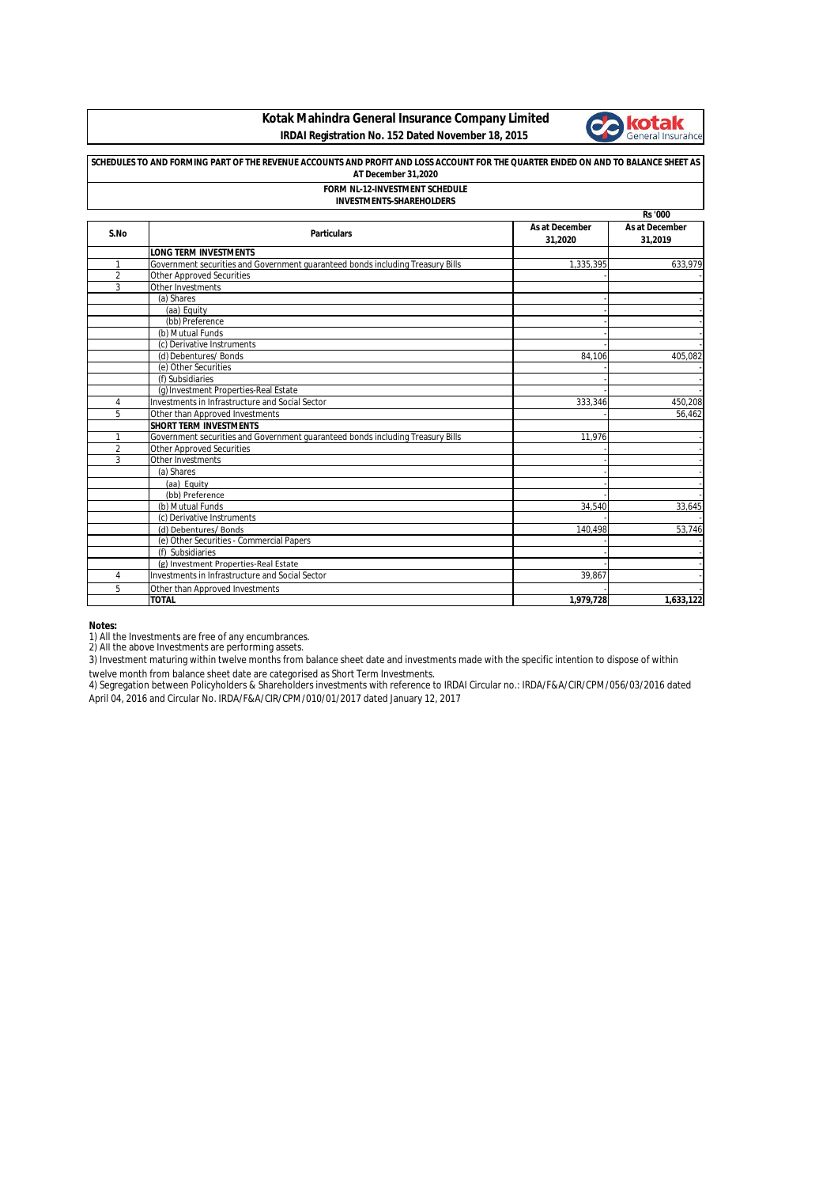# Kotak Mahindra General Insurance Company Limited

**IRDAI Registration No. 152 Dated November 18, 2015**

**SCHEDULES TO AND FORMING PART OF THE REVENUE ACCOUNTS AND PROFIT AND LOSS ACCOUNT FOR THE QUARTER ENDED ON AND TO BALANCE SHEET AS AT December 31,2020**

**FORM NL-12-INVESTMENT SCHEDULE**

**INVESTMENTS-SHAREHOLDERS**

Rs '000

| S.No | Particulars | As at December 31,2020 | As at December 31,2019 |
|---|---|---|---|
| | **LONG TERM INVESTMENTS** | | |
| 1 | Government securities and Government guaranteed bonds including Treasury Bills | 1,335,395 | 633,979 |
| 2 | Other Approved Securities | - | - |
| 3 | Other Investments | | |
| | (a) Shares | - | - |
| | (aa) Equity | - | - |
| | (bb) Preference | - | - |
| | (b) Mutual Funds | - | - |
| | (c) Derivative Instruments | - | - |
| | (d) Debentures/ Bonds | 84,106 | 405,082 |
| | (e) Other Securities | - | - |
| | (f) Subsidiaries | - | - |
| | (g) Investment Properties-Real Estate | - | - |
| 4 | Investments in Infrastructure and Social Sector | 333,346 | 450,208 |
| 5 | Other than Approved Investments | - | 56,462 |
| | **SHORT TERM INVESTMENTS** | | |
| 1 | Government securities and Government guaranteed bonds including Treasury Bills | 11,976 | - |
| 2 | Other Approved Securities | - | - |
| 3 | Other Investments | - | - |
| | (a) Shares | - | - |
| | (aa) Equity | - | - |
| | (bb) Preference | - | - |
| | (b) Mutual Funds | 34,540 | 33,645 |
| | (c) Derivative Instruments | - | - |
| | (d) Debentures/ Bonds | 140,498 | 53,746 |
| | (e) Other Securities - Commercial Papers | - | - |
| | (f) Subsidiaries | - | - |
| | (g) Investment Properties-Real Estate | - | - |
| 4 | Investments in Infrastructure and Social Sector | 39,867 | - |
| 5 | Other than Approved Investments | - | - |
| | **TOTAL** | **1,979,728** | **1,633,122** |

**Notes:**

1) All the Investments are free of any encumbrances.

2) All the above Investments are performing assets.

3) Investment maturing within twelve months from balance sheet date and investments made with the specific intention to dispose of within twelve month from balance sheet date are categorised as Short Term Investments.

4) Segregation between Policyholders & Shareholders investments with reference to IRDAI Circular no.: IRDA/F&A/CIR/CPM/056/03/2016 dated April 04, 2016 and Circular No. IRDA/F&A/CIR/CPM/010/01/2017 dated January 12, 2017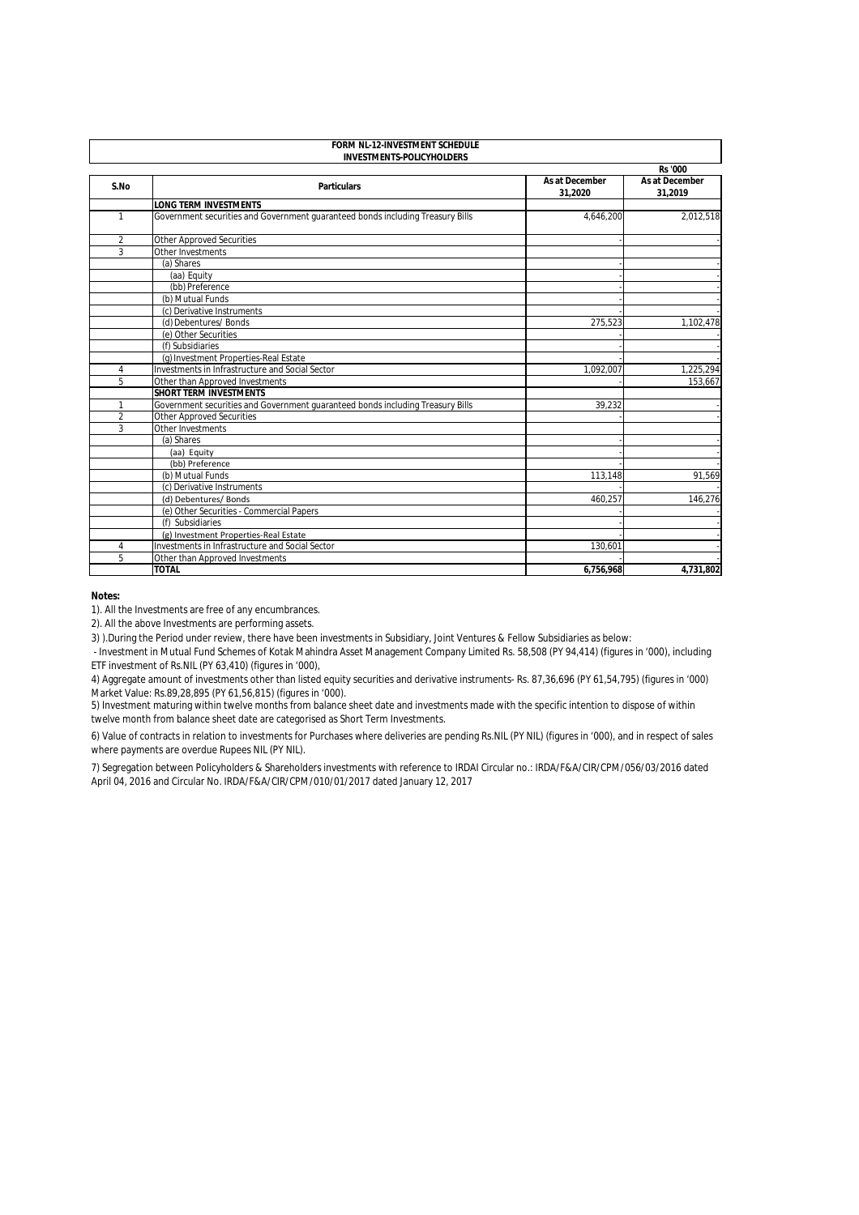**FORM NL-12-INVESTMENT SCHEDULE**
**INVESTMENTS-POLICYHOLDERS**

Rs '000

| S.No | Particulars | As at December 31,2020 | As at December 31,2019 |
|---|---|---|---|
| | **LONG TERM INVESTMENTS** | | |
| 1 | Government securities and Government guaranteed bonds including Treasury Bills | 4,646,200 | 2,012,518 |
| 2 | Other Approved Securities | - | - |
| 3 | Other Investments | | |
| | (a) Shares | - | - |
| | (aa) Equity | - | - |
| | (bb) Preference | - | - |
| | (b) Mutual Funds | - | - |
| | (c) Derivative Instruments | - | - |
| | (d) Debentures/ Bonds | 275,523 | 1,102,478 |
| | (e) Other Securities | - | - |
| | (f) Subsidiaries | - | - |
| | (g) Investment Properties-Real Estate | - | - |
| 4 | Investments in Infrastructure and Social Sector | 1,092,007 | 1,225,294 |
| 5 | Other than Approved Investments | - | 153,667 |
| | **SHORT TERM INVESTMENTS** | | |
| 1 | Government securities and Government guaranteed bonds including Treasury Bills | 39,232 | - |
| 2 | Other Approved Securities | - | - |
| 3 | Other Investments | | |
| | (a) Shares | - | - |
| | (aa) Equity | - | - |
| | (bb) Preference | - | - |
| | (b) Mutual Funds | 113,148 | 91,569 |
| | (c) Derivative Instruments | - | - |
| | (d) Debentures/ Bonds | 460,257 | 146,276 |
| | (e) Other Securities - Commercial Papers | - | - |
| | (f) Subsidiaries | - | - |
| | (g) Investment Properties-Real Estate | - | - |
| 4 | Investments in Infrastructure and Social Sector | 130,601 | - |
| 5 | Other than Approved Investments | - | - |
| | **TOTAL** | **6,756,968** | **4,731,802** |

**Notes:**

1). All the Investments are free of any encumbrances.

2). All the above Investments are performing assets.

3) ).During the Period under review, there have been investments in Subsidiary, Joint Ventures & Fellow Subsidiaries as below:

- Investment in Mutual Fund Schemes of Kotak Mahindra Asset Management Company Limited Rs. 58,508 (PY 94,414) (figures in '000), including ETF investment of Rs.NIL (PY 63,410) (figures in '000),

4) Aggregate amount of investments other than listed equity securities and derivative instruments- Rs. 87,36,696 (PY 61,54,795) (figures in '000) Market Value: Rs.89,28,895 (PY 61,56,815) (figures in '000).

5) Investment maturing within twelve months from balance sheet date and investments made with the specific intention to dispose of within twelve month from balance sheet date are categorised as Short Term Investments.

6) Value of contracts in relation to investments for Purchases where deliveries are pending Rs.NIL (PY NIL) (figures in '000), and in respect of sales where payments are overdue Rupees NIL (PY NIL).

7) Segregation between Policyholders & Shareholders investments with reference to IRDAI Circular no.: IRDA/F&A/CIR/CPM/056/03/2016 dated April 04, 2016 and Circular No. IRDA/F&A/CIR/CPM/010/01/2017 dated January 12, 2017